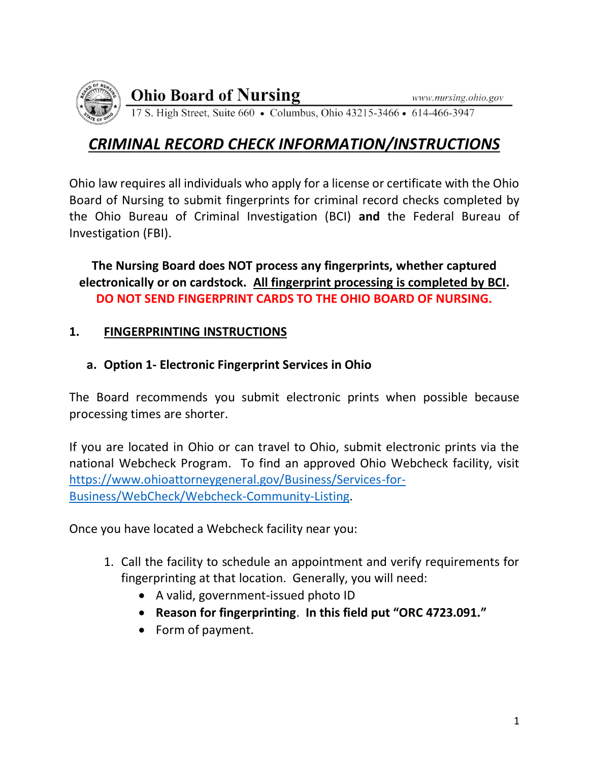Ohio Board of Nursing www.nursing.ohio.gov

17 S. High Street, Suite 660 • Columbus, Ohio 43215-3466 • 614-466-3947

# *CRIMINAL RECORD CHECK INFORMATION/INSTRUCTIONS*

Ohio law requires all individuals who apply for a license or certificate with the Ohio Board of Nursing to submit fingerprints for criminal record checks completed by the Ohio Bureau of Criminal Investigation (BCI) **and** the Federal Bureau of Investigation (FBI).

**The Nursing Board does NOT process any fingerprints, whether captured electronically or on cardstock. All fingerprint processing is completed by BCI.**
**DO NOT SEND FINGERPRINT CARDS TO THE OHIO BOARD OF NURSING.**

## 1. FINGERPRINTING INSTRUCTIONS

### a. Option 1- Electronic Fingerprint Services in Ohio

The Board recommends you submit electronic prints when possible because processing times are shorter.

If you are located in Ohio or can travel to Ohio, submit electronic prints via the national Webcheck Program. To find an approved Ohio Webcheck facility, visit https://www.ohioattorneygeneral.gov/Business/Services-for-Business/WebCheck/Webcheck-Community-Listing.

Once you have located a Webcheck facility near you:

1. Call the facility to schedule an appointment and verify requirements for fingerprinting at that location. Generally, you will need:
   - A valid, government-issued photo ID
   - **Reason for fingerprinting**. **In this field put "ORC 4723.091."**
   - Form of payment.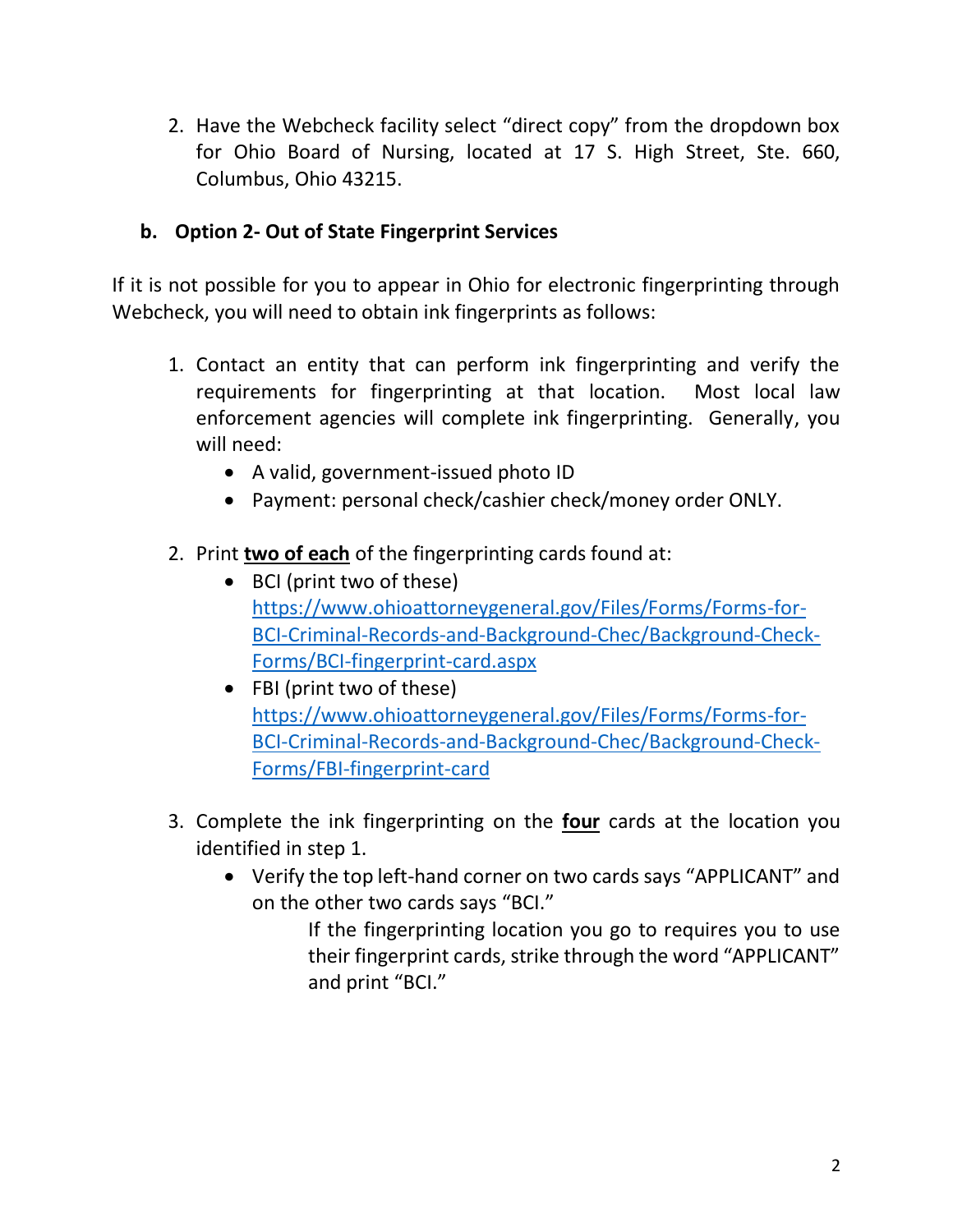2. Have the Webcheck facility select "direct copy" from the dropdown box for Ohio Board of Nursing, located at 17 S. High Street, Ste. 660, Columbus, Ohio 43215.

### b. Option 2- Out of State Fingerprint Services

If it is not possible for you to appear in Ohio for electronic fingerprinting through Webcheck, you will need to obtain ink fingerprints as follows:

1. Contact an entity that can perform ink fingerprinting and verify the requirements for fingerprinting at that location. Most local law enforcement agencies will complete ink fingerprinting. Generally, you will need:
   - A valid, government-issued photo ID
   - Payment: personal check/cashier check/money order ONLY.

2. Print **<u>two of each</u>** of the fingerprinting cards found at:
   - BCI (print two of these) [https://www.ohioattorneygeneral.gov/Files/Forms/Forms-for-BCI-Criminal-Records-and-Background-Chec/Background-Check-Forms/BCI-fingerprint-card.aspx](https://www.ohioattorneygeneral.gov/Files/Forms/Forms-for-BCI-Criminal-Records-and-Background-Chec/Background-Check-Forms/BCI-fingerprint-card.aspx)
   - FBI (print two of these) [https://www.ohioattorneygeneral.gov/Files/Forms/Forms-for-BCI-Criminal-Records-and-Background-Chec/Background-Check-Forms/FBI-fingerprint-card](https://www.ohioattorneygeneral.gov/Files/Forms/Forms-for-BCI-Criminal-Records-and-Background-Chec/Background-Check-Forms/FBI-fingerprint-card)

3. Complete the ink fingerprinting on the **<u>four</u>** cards at the location you identified in step 1.
   - Verify the top left-hand corner on two cards says "APPLICANT" and on the other two cards says "BCI."

     If the fingerprinting location you go to requires you to use their fingerprint cards, strike through the word "APPLICANT" and print "BCI."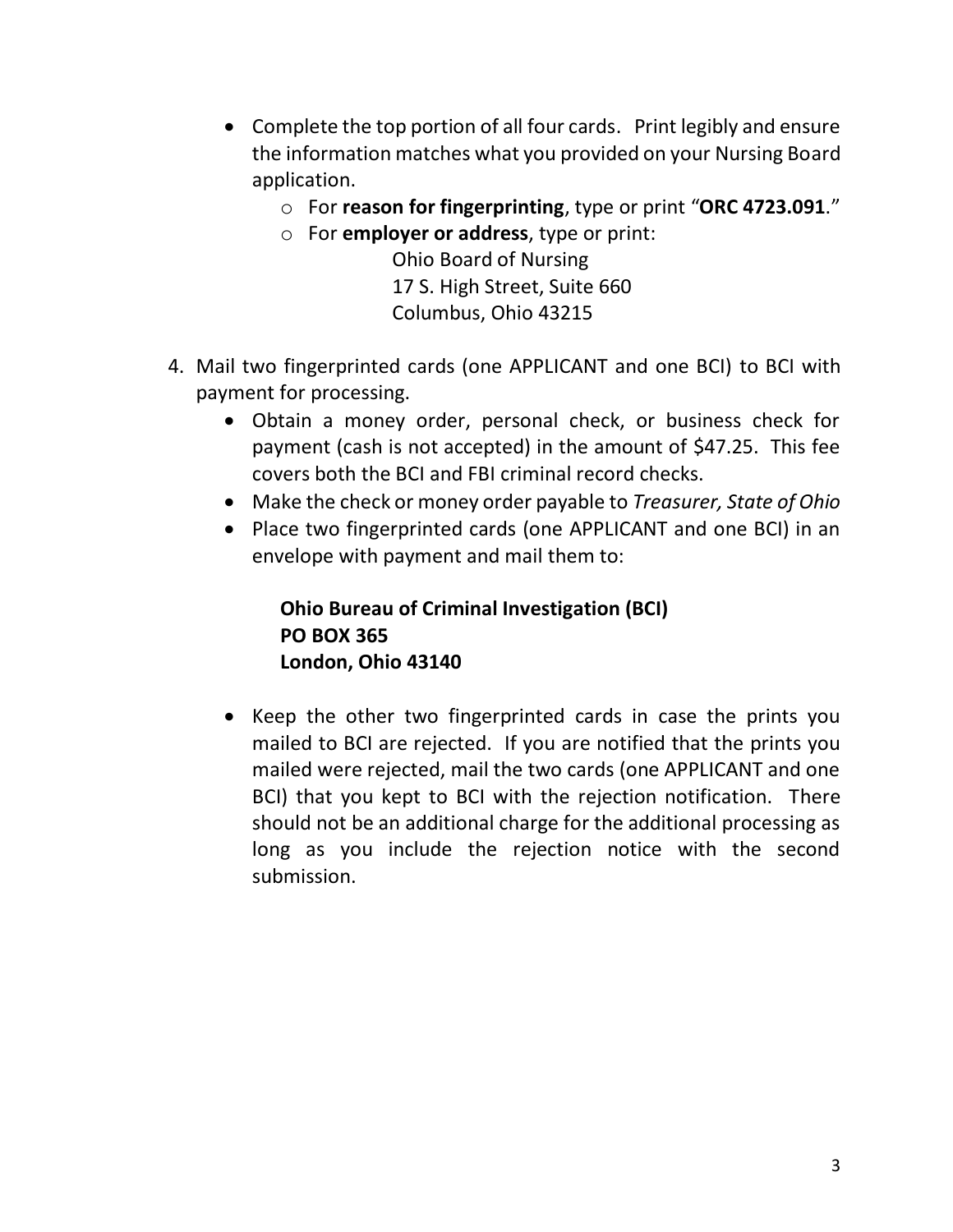- Complete the top portion of all four cards. Print legibly and ensure the information matches what you provided on your Nursing Board application.
    - For **reason for fingerprinting**, type or print "**ORC 4723.091**."
    - For **employer or address**, type or print:

      Ohio Board of Nursing
      17 S. High Street, Suite 660
      Columbus, Ohio 43215

4. Mail two fingerprinted cards (one APPLICANT and one BCI) to BCI with payment for processing.
    - Obtain a money order, personal check, or business check for payment (cash is not accepted) in the amount of $47.25. This fee covers both the BCI and FBI criminal record checks.
    - Make the check or money order payable to *Treasurer, State of Ohio*
    - Place two fingerprinted cards (one APPLICANT and one BCI) in an envelope with payment and mail them to:

      **Ohio Bureau of Criminal Investigation (BCI)**
      **PO BOX 365**
      **London, Ohio 43140**

    - Keep the other two fingerprinted cards in case the prints you mailed to BCI are rejected. If you are notified that the prints you mailed were rejected, mail the two cards (one APPLICANT and one BCI) that you kept to BCI with the rejection notification. There should not be an additional charge for the additional processing as long as you include the rejection notice with the second submission.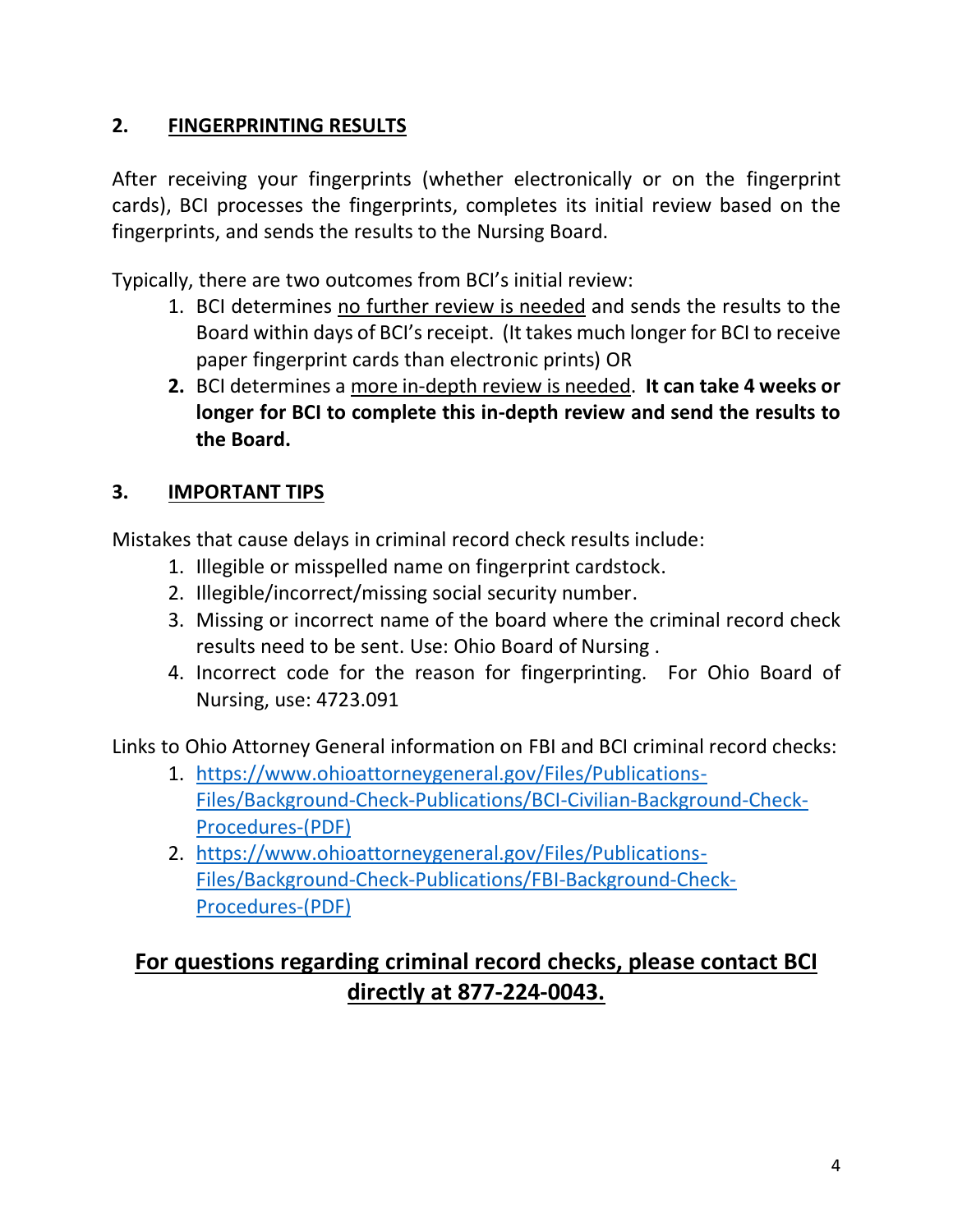## 2. FINGERPRINTING RESULTS

After receiving your fingerprints (whether electronically or on the fingerprint cards), BCI processes the fingerprints, completes its initial review based on the fingerprints, and sends the results to the Nursing Board.

Typically, there are two outcomes from BCI's initial review:

1. BCI determines <u>no further review is needed</u> and sends the results to the Board within days of BCI's receipt. (It takes much longer for BCI to receive paper fingerprint cards than electronic prints) OR
2. BCI determines a <u>more in-depth review is needed</u>. **It can take 4 weeks or longer for BCI to complete this in-depth review and send the results to the Board.**

## 3. IMPORTANT TIPS

Mistakes that cause delays in criminal record check results include:

1. Illegible or misspelled name on fingerprint cardstock.
2. Illegible/incorrect/missing social security number.
3. Missing or incorrect name of the board where the criminal record check results need to be sent. Use: Ohio Board of Nursing .
4. Incorrect code for the reason for fingerprinting. For Ohio Board of Nursing, use: 4723.091

Links to Ohio Attorney General information on FBI and BCI criminal record checks:

1. [https://www.ohioattorneygeneral.gov/Files/Publications-Files/Background-Check-Publications/BCI-Civilian-Background-Check-Procedures-(PDF)](https://www.ohioattorneygeneral.gov/Files/Publications-Files/Background-Check-Publications/BCI-Civilian-Background-Check-Procedures-(PDF))
2. [https://www.ohioattorneygeneral.gov/Files/Publications-Files/Background-Check-Publications/FBI-Background-Check-Procedures-(PDF)](https://www.ohioattorneygeneral.gov/Files/Publications-Files/Background-Check-Publications/FBI-Background-Check-Procedures-(PDF))

**<u>For questions regarding criminal record checks, please contact BCI directly at 877-224-0043.</u>**